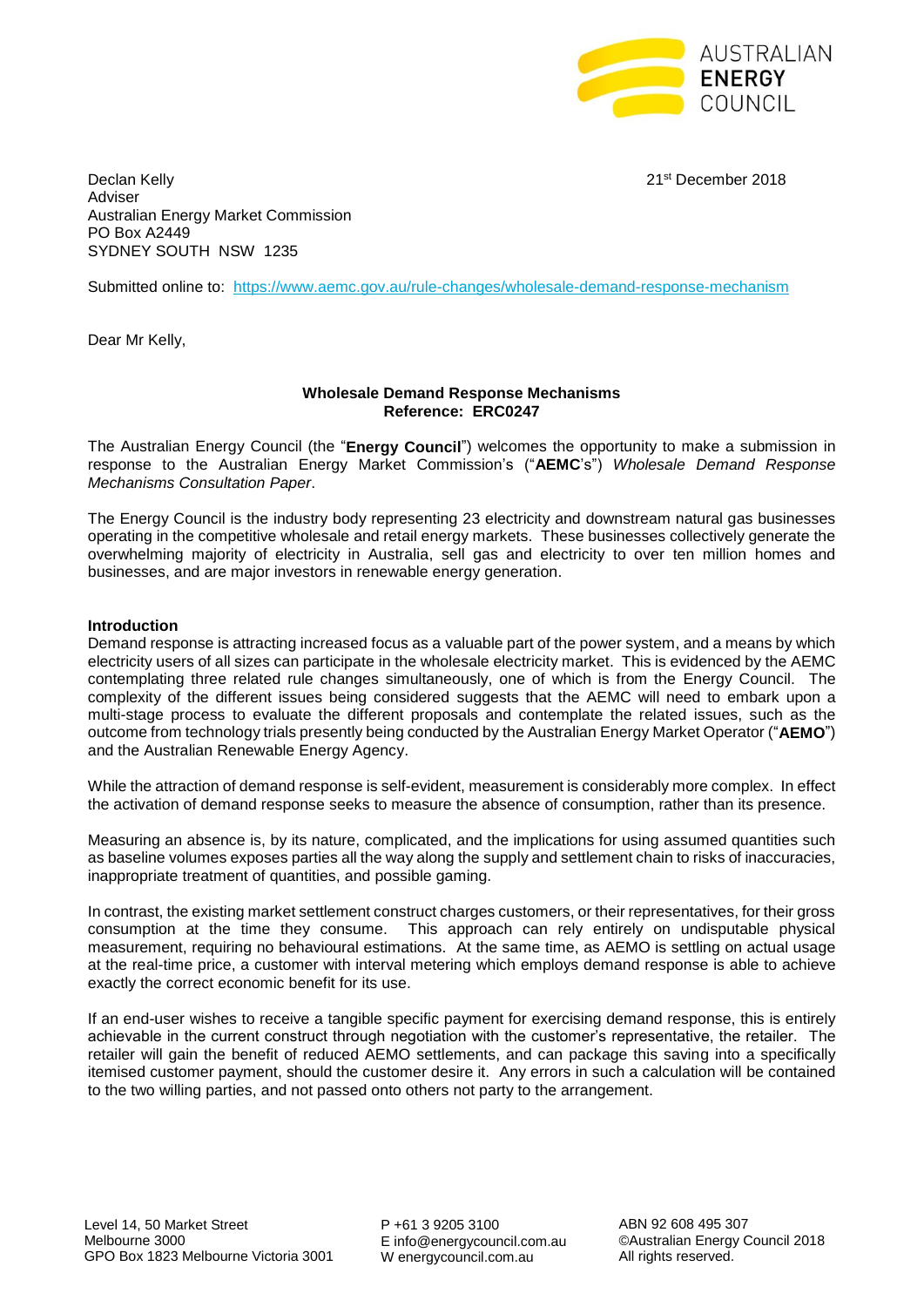Declan Kelly
Adviser
Australian Energy Market Commission
PO Box A2449
SYDNEY SOUTH NSW 1235

21st December 2018

Submitted online to: https://www.aemc.gov.au/rule-changes/wholesale-demand-response-mechanism

Dear Mr Kelly,

**Wholesale Demand Response Mechanisms**
**Reference: ERC0247**

The Australian Energy Council (the "**Energy Council**") welcomes the opportunity to make a submission in response to the Australian Energy Market Commission's ("**AEMC**'s") *Wholesale Demand Response Mechanisms Consultation Paper*.

The Energy Council is the industry body representing 23 electricity and downstream natural gas businesses operating in the competitive wholesale and retail energy markets. These businesses collectively generate the overwhelming majority of electricity in Australia, sell gas and electricity to over ten million homes and businesses, and are major investors in renewable energy generation.

**Introduction**

Demand response is attracting increased focus as a valuable part of the power system, and a means by which electricity users of all sizes can participate in the wholesale electricity market. This is evidenced by the AEMC contemplating three related rule changes simultaneously, one of which is from the Energy Council. The complexity of the different issues being considered suggests that the AEMC will need to embark upon a multi-stage process to evaluate the different proposals and contemplate the related issues, such as the outcome from technology trials presently being conducted by the Australian Energy Market Operator ("**AEMO**") and the Australian Renewable Energy Agency.

While the attraction of demand response is self-evident, measurement is considerably more complex. In effect the activation of demand response seeks to measure the absence of consumption, rather than its presence.

Measuring an absence is, by its nature, complicated, and the implications for using assumed quantities such as baseline volumes exposes parties all the way along the supply and settlement chain to risks of inaccuracies, inappropriate treatment of quantities, and possible gaming.

In contrast, the existing market settlement construct charges customers, or their representatives, for their gross consumption at the time they consume. This approach can rely entirely on undisputable physical measurement, requiring no behavioural estimations. At the same time, as AEMO is settling on actual usage at the real-time price, a customer with interval metering which employs demand response is able to achieve exactly the correct economic benefit for its use.

If an end-user wishes to receive a tangible specific payment for exercising demand response, this is entirely achievable in the current construct through negotiation with the customer's representative, the retailer. The retailer will gain the benefit of reduced AEMO settlements, and can package this saving into a specifically itemised customer payment, should the customer desire it. Any errors in such a calculation will be contained to the two willing parties, and not passed onto others not party to the arrangement.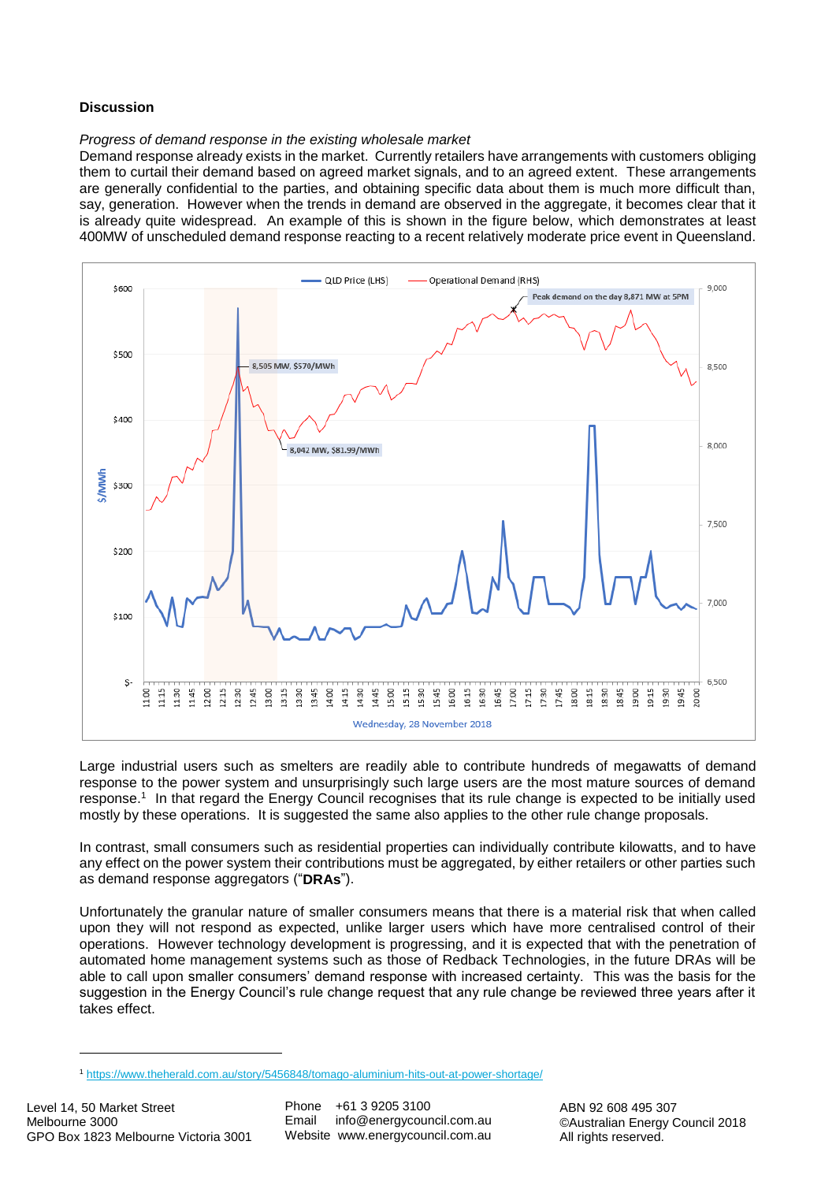**Discussion**

*Progress of demand response in the existing wholesale market*

Demand response already exists in the market. Currently retailers have arrangements with customers obliging them to curtail their demand based on agreed market signals, and to an agreed extent. These arrangements are generally confidential to the parties, and obtaining specific data about them is much more difficult than, say, generation. However when the trends in demand are observed in the aggregate, it becomes clear that it is already quite widespread. An example of this is shown in the figure below, which demonstrates at least 400MW of unscheduled demand response reacting to a recent relatively moderate price event in Queensland.

Large industrial users such as smelters are readily able to contribute hundreds of megawatts of demand response to the power system and unsurprisingly such large users are the most mature sources of demand response.[1] In that regard the Energy Council recognises that its rule change is expected to be initially used mostly by these operations. It is suggested the same also applies to the other rule change proposals.

In contrast, small consumers such as residential properties can individually contribute kilowatts, and to have any effect on the power system their contributions must be aggregated, by either retailers or other parties such as demand response aggregators ("**DRAs**").

Unfortunately the granular nature of smaller consumers means that there is a material risk that when called upon they will not respond as expected, unlike larger users which have more centralised control of their operations. However technology development is progressing, and it is expected that with the penetration of automated home management systems such as those of Redback Technologies, in the future DRAs will be able to call upon smaller consumers' demand response with increased certainty. This was the basis for the suggestion in the Energy Council's rule change request that any rule change be reviewed three years after it takes effect.

[1] https://www.theherald.com.au/story/5456848/tomago-aluminium-hits-out-at-power-shortage/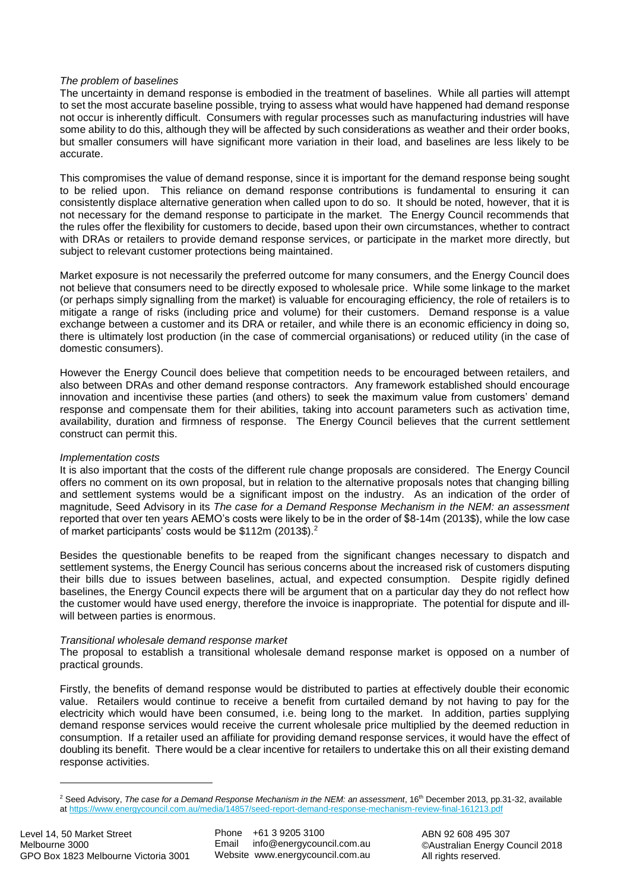*The problem of baselines*

The uncertainty in demand response is embodied in the treatment of baselines. While all parties will attempt to set the most accurate baseline possible, trying to assess what would have happened had demand response not occur is inherently difficult. Consumers with regular processes such as manufacturing industries will have some ability to do this, although they will be affected by such considerations as weather and their order books, but smaller consumers will have significant more variation in their load, and baselines are less likely to be accurate.

This compromises the value of demand response, since it is important for the demand response being sought to be relied upon. This reliance on demand response contributions is fundamental to ensuring it can consistently displace alternative generation when called upon to do so. It should be noted, however, that it is not necessary for the demand response to participate in the market. The Energy Council recommends that the rules offer the flexibility for customers to decide, based upon their own circumstances, whether to contract with DRAs or retailers to provide demand response services, or participate in the market more directly, but subject to relevant customer protections being maintained.

Market exposure is not necessarily the preferred outcome for many consumers, and the Energy Council does not believe that consumers need to be directly exposed to wholesale price. While some linkage to the market (or perhaps simply signalling from the market) is valuable for encouraging efficiency, the role of retailers is to mitigate a range of risks (including price and volume) for their customers. Demand response is a value exchange between a customer and its DRA or retailer, and while there is an economic efficiency in doing so, there is ultimately lost production (in the case of commercial organisations) or reduced utility (in the case of domestic consumers).

However the Energy Council does believe that competition needs to be encouraged between retailers, and also between DRAs and other demand response contractors. Any framework established should encourage innovation and incentivise these parties (and others) to seek the maximum value from customers' demand response and compensate them for their abilities, taking into account parameters such as activation time, availability, duration and firmness of response. The Energy Council believes that the current settlement construct can permit this.

*Implementation costs*

It is also important that the costs of the different rule change proposals are considered. The Energy Council offers no comment on its own proposal, but in relation to the alternative proposals notes that changing billing and settlement systems would be a significant impost on the industry. As an indication of the order of magnitude, Seed Advisory in its *The case for a Demand Response Mechanism in the NEM: an assessment* reported that over ten years AEMO's costs were likely to be in the order of $8-14m (2013$), while the low case of market participants' costs would be $112m (2013$).[2]

Besides the questionable benefits to be reaped from the significant changes necessary to dispatch and settlement systems, the Energy Council has serious concerns about the increased risk of customers disputing their bills due to issues between baselines, actual, and expected consumption. Despite rigidly defined baselines, the Energy Council expects there will be argument that on a particular day they do not reflect how the customer would have used energy, therefore the invoice is inappropriate. The potential for dispute and ill-will between parties is enormous.

*Transitional wholesale demand response market*

The proposal to establish a transitional wholesale demand response market is opposed on a number of practical grounds.

Firstly, the benefits of demand response would be distributed to parties at effectively double their economic value. Retailers would continue to receive a benefit from curtailed demand by not having to pay for the electricity which would have been consumed, i.e. being long to the market. In addition, parties supplying demand response services would receive the current wholesale price multiplied by the deemed reduction in consumption. If a retailer used an affiliate for providing demand response services, it would have the effect of doubling its benefit. There would be a clear incentive for retailers to undertake this on all their existing demand response activities.

---

[2] Seed Advisory, *The case for a Demand Response Mechanism in the NEM: an assessment*, 16th December 2013, pp.31-32, available at https://www.energycouncil.com.au/media/14857/seed-report-demand-response-mechanism-review-final-161213.pdf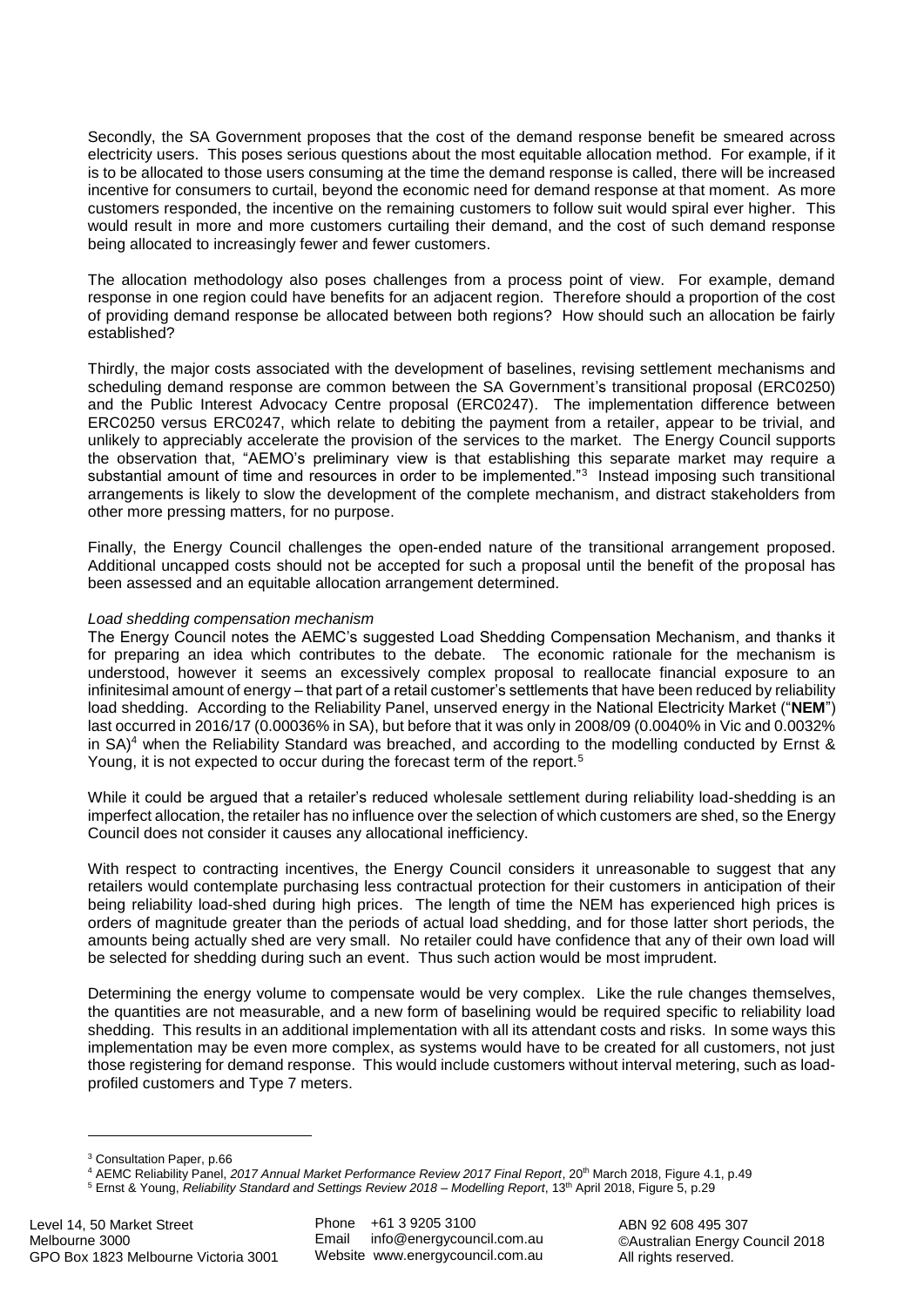Secondly, the SA Government proposes that the cost of the demand response benefit be smeared across electricity users. This poses serious questions about the most equitable allocation method. For example, if it is to be allocated to those users consuming at the time the demand response is called, there will be increased incentive for consumers to curtail, beyond the economic need for demand response at that moment. As more customers responded, the incentive on the remaining customers to follow suit would spiral ever higher. This would result in more and more customers curtailing their demand, and the cost of such demand response being allocated to increasingly fewer and fewer customers.

The allocation methodology also poses challenges from a process point of view. For example, demand response in one region could have benefits for an adjacent region. Therefore should a proportion of the cost of providing demand response be allocated between both regions? How should such an allocation be fairly established?

Thirdly, the major costs associated with the development of baselines, revising settlement mechanisms and scheduling demand response are common between the SA Government's transitional proposal (ERC0250) and the Public Interest Advocacy Centre proposal (ERC0247). The implementation difference between ERC0250 versus ERC0247, which relate to debiting the payment from a retailer, appear to be trivial, and unlikely to appreciably accelerate the provision of the services to the market. The Energy Council supports the observation that, "AEMO's preliminary view is that establishing this separate market may require a substantial amount of time and resources in order to be implemented."[3] Instead imposing such transitional arrangements is likely to slow the development of the complete mechanism, and distract stakeholders from other more pressing matters, for no purpose.

Finally, the Energy Council challenges the open-ended nature of the transitional arrangement proposed. Additional uncapped costs should not be accepted for such a proposal until the benefit of the proposal has been assessed and an equitable allocation arrangement determined.

*Load shedding compensation mechanism*

The Energy Council notes the AEMC's suggested Load Shedding Compensation Mechanism, and thanks it for preparing an idea which contributes to the debate. The economic rationale for the mechanism is understood, however it seems an excessively complex proposal to reallocate financial exposure to an infinitesimal amount of energy – that part of a retail customer's settlements that have been reduced by reliability load shedding. According to the Reliability Panel, unserved energy in the National Electricity Market ("**NEM**") last occurred in 2016/17 (0.00036% in SA), but before that it was only in 2008/09 (0.0040% in Vic and 0.0032% in SA)[4] when the Reliability Standard was breached, and according to the modelling conducted by Ernst & Young, it is not expected to occur during the forecast term of the report.[5]

While it could be argued that a retailer's reduced wholesale settlement during reliability load-shedding is an imperfect allocation, the retailer has no influence over the selection of which customers are shed, so the Energy Council does not consider it causes any allocational inefficiency.

With respect to contracting incentives, the Energy Council considers it unreasonable to suggest that any retailers would contemplate purchasing less contractual protection for their customers in anticipation of their being reliability load-shed during high prices. The length of time the NEM has experienced high prices is orders of magnitude greater than the periods of actual load shedding, and for those latter short periods, the amounts being actually shed are very small. No retailer could have confidence that any of their own load will be selected for shedding during such an event. Thus such action would be most imprudent.

Determining the energy volume to compensate would be very complex. Like the rule changes themselves, the quantities are not measurable, and a new form of baselining would be required specific to reliability load shedding. This results in an additional implementation with all its attendant costs and risks. In some ways this implementation may be even more complex, as systems would have to be created for all customers, not just those registering for demand response. This would include customers without interval metering, such as load-profiled customers and Type 7 meters.

---

[3] Consultation Paper, p.66

[4] AEMC Reliability Panel, *2017 Annual Market Performance Review 2017 Final Report*, 20th March 2018, Figure 4.1, p.49

[5] Ernst & Young, *Reliability Standard and Settings Review 2018 – Modelling Report*, 13th April 2018, Figure 5, p.29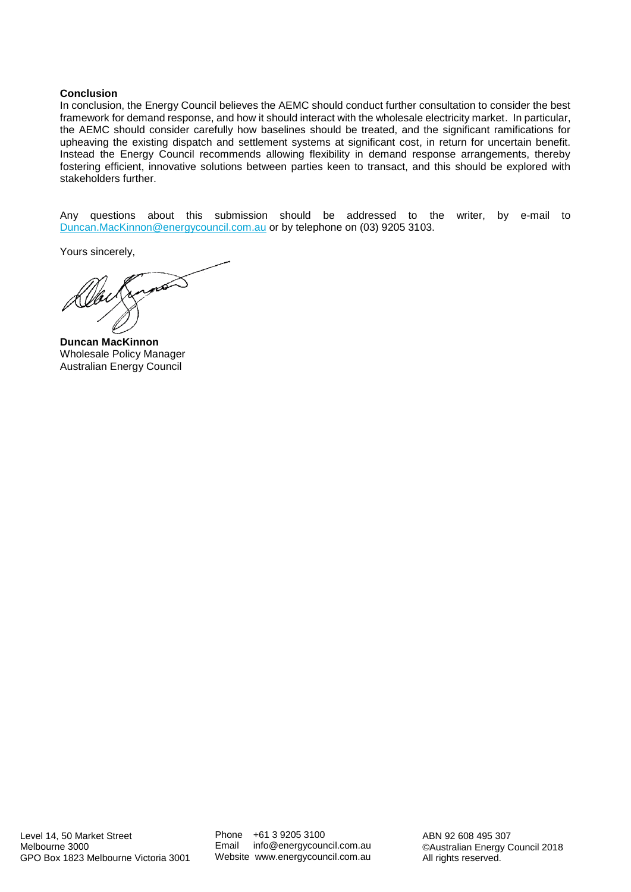**Conclusion**

In conclusion, the Energy Council believes the AEMC should conduct further consultation to consider the best framework for demand response, and how it should interact with the wholesale electricity market. In particular, the AEMC should consider carefully how baselines should be treated, and the significant ramifications for upheaving the existing dispatch and settlement systems at significant cost, in return for uncertain benefit. Instead the Energy Council recommends allowing flexibility in demand response arrangements, thereby fostering efficient, innovative solutions between parties keen to transact, and this should be explored with stakeholders further.

Any questions about this submission should be addressed to the writer, by e-mail to Duncan.MacKinnon@energycouncil.com.au or by telephone on (03) 9205 3103.

Yours sincerely,

**Duncan MacKinnon**
Wholesale Policy Manager
Australian Energy Council

Level 14, 50 Market Street
Melbourne 3000
GPO Box 1823 Melbourne Victoria 3001

Phone +61 3 9205 3100
Email info@energycouncil.com.au
Website www.energycouncil.com.au

ABN 92 608 495 307
©Australian Energy Council 2018
All rights reserved.